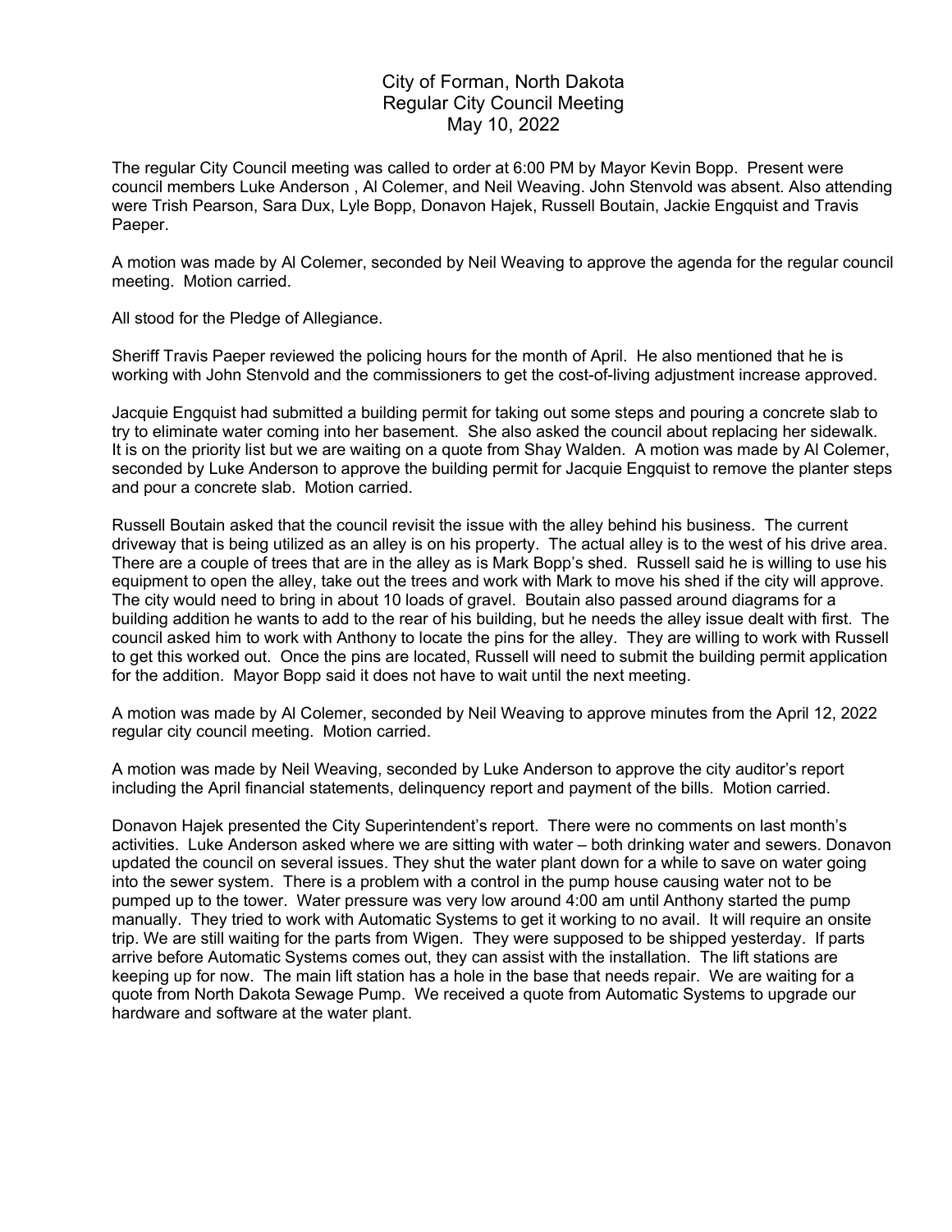# City of Forman, North Dakota
## Regular City Council Meeting
## May 10, 2022

The regular City Council meeting was called to order at 6:00 PM by Mayor Kevin Bopp. Present were council members Luke Anderson , Al Colemer, and Neil Weaving. John Stenvold was absent. Also attending were Trish Pearson, Sara Dux, Lyle Bopp, Donavon Hajek, Russell Boutain, Jackie Engquist and Travis Paeper.

A motion was made by Al Colemer, seconded by Neil Weaving to approve the agenda for the regular council meeting. Motion carried.

All stood for the Pledge of Allegiance.

Sheriff Travis Paeper reviewed the policing hours for the month of April. He also mentioned that he is working with John Stenvold and the commissioners to get the cost-of-living adjustment increase approved.

Jacquie Engquist had submitted a building permit for taking out some steps and pouring a concrete slab to try to eliminate water coming into her basement. She also asked the council about replacing her sidewalk. It is on the priority list but we are waiting on a quote from Shay Walden. A motion was made by Al Colemer, seconded by Luke Anderson to approve the building permit for Jacquie Engquist to remove the planter steps and pour a concrete slab. Motion carried.

Russell Boutain asked that the council revisit the issue with the alley behind his business. The current driveway that is being utilized as an alley is on his property. The actual alley is to the west of his drive area. There are a couple of trees that are in the alley as is Mark Bopp's shed. Russell said he is willing to use his equipment to open the alley, take out the trees and work with Mark to move his shed if the city will approve. The city would need to bring in about 10 loads of gravel. Boutain also passed around diagrams for a building addition he wants to add to the rear of his building, but he needs the alley issue dealt with first. The council asked him to work with Anthony to locate the pins for the alley. They are willing to work with Russell to get this worked out. Once the pins are located, Russell will need to submit the building permit application for the addition. Mayor Bopp said it does not have to wait until the next meeting.

A motion was made by Al Colemer, seconded by Neil Weaving to approve minutes from the April 12, 2022 regular city council meeting. Motion carried.

A motion was made by Neil Weaving, seconded by Luke Anderson to approve the city auditor's report including the April financial statements, delinquency report and payment of the bills. Motion carried.

Donavon Hajek presented the City Superintendent's report. There were no comments on last month's activities. Luke Anderson asked where we are sitting with water – both drinking water and sewers. Donavon updated the council on several issues. They shut the water plant down for a while to save on water going into the sewer system. There is a problem with a control in the pump house causing water not to be pumped up to the tower. Water pressure was very low around 4:00 am until Anthony started the pump manually. They tried to work with Automatic Systems to get it working to no avail. It will require an onsite trip. We are still waiting for the parts from Wigen. They were supposed to be shipped yesterday. If parts arrive before Automatic Systems comes out, they can assist with the installation. The lift stations are keeping up for now. The main lift station has a hole in the base that needs repair. We are waiting for a quote from North Dakota Sewage Pump. We received a quote from Automatic Systems to upgrade our hardware and software at the water plant.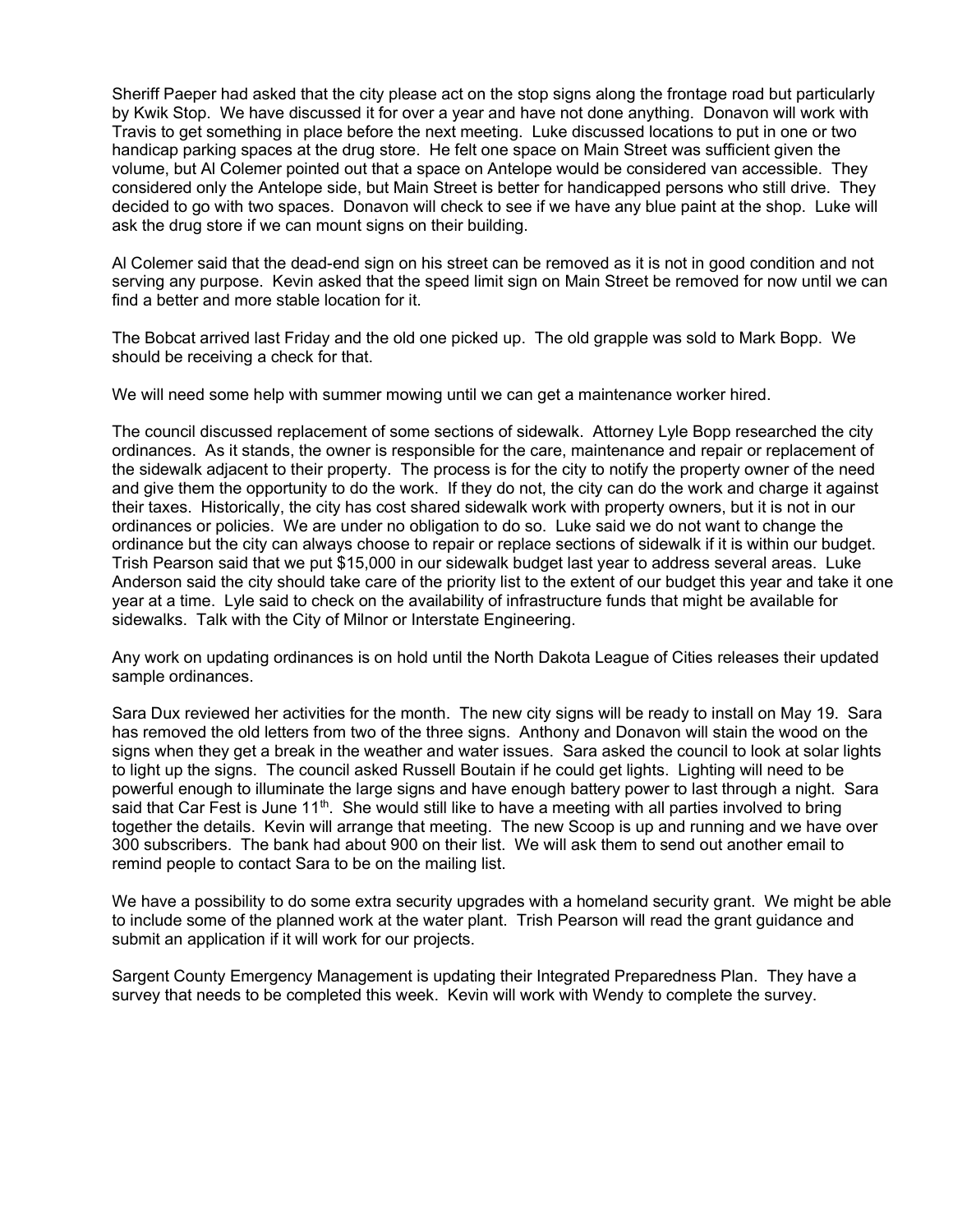Sheriff Paeper had asked that the city please act on the stop signs along the frontage road but particularly by Kwik Stop. We have discussed it for over a year and have not done anything. Donavon will work with Travis to get something in place before the next meeting. Luke discussed locations to put in one or two handicap parking spaces at the drug store. He felt one space on Main Street was sufficient given the volume, but Al Colemer pointed out that a space on Antelope would be considered van accessible. They considered only the Antelope side, but Main Street is better for handicapped persons who still drive. They decided to go with two spaces. Donavon will check to see if we have any blue paint at the shop. Luke will ask the drug store if we can mount signs on their building.

Al Colemer said that the dead-end sign on his street can be removed as it is not in good condition and not serving any purpose. Kevin asked that the speed limit sign on Main Street be removed for now until we can find a better and more stable location for it.

The Bobcat arrived last Friday and the old one picked up. The old grapple was sold to Mark Bopp. We should be receiving a check for that.

We will need some help with summer mowing until we can get a maintenance worker hired.

The council discussed replacement of some sections of sidewalk. Attorney Lyle Bopp researched the city ordinances. As it stands, the owner is responsible for the care, maintenance and repair or replacement of the sidewalk adjacent to their property. The process is for the city to notify the property owner of the need and give them the opportunity to do the work. If they do not, the city can do the work and charge it against their taxes. Historically, the city has cost shared sidewalk work with property owners, but it is not in our ordinances or policies. We are under no obligation to do so. Luke said we do not want to change the ordinance but the city can always choose to repair or replace sections of sidewalk if it is within our budget. Trish Pearson said that we put $15,000 in our sidewalk budget last year to address several areas. Luke Anderson said the city should take care of the priority list to the extent of our budget this year and take it one year at a time. Lyle said to check on the availability of infrastructure funds that might be available for sidewalks. Talk with the City of Milnor or Interstate Engineering.

Any work on updating ordinances is on hold until the North Dakota League of Cities releases their updated sample ordinances.

Sara Dux reviewed her activities for the month. The new city signs will be ready to install on May 19. Sara has removed the old letters from two of the three signs. Anthony and Donavon will stain the wood on the signs when they get a break in the weather and water issues. Sara asked the council to look at solar lights to light up the signs. The council asked Russell Boutain if he could get lights. Lighting will need to be powerful enough to illuminate the large signs and have enough battery power to last through a night. Sara said that Car Fest is June 11th. She would still like to have a meeting with all parties involved to bring together the details. Kevin will arrange that meeting. The new Scoop is up and running and we have over 300 subscribers. The bank had about 900 on their list. We will ask them to send out another email to remind people to contact Sara to be on the mailing list.

We have a possibility to do some extra security upgrades with a homeland security grant. We might be able to include some of the planned work at the water plant. Trish Pearson will read the grant guidance and submit an application if it will work for our projects.

Sargent County Emergency Management is updating their Integrated Preparedness Plan. They have a survey that needs to be completed this week. Kevin will work with Wendy to complete the survey.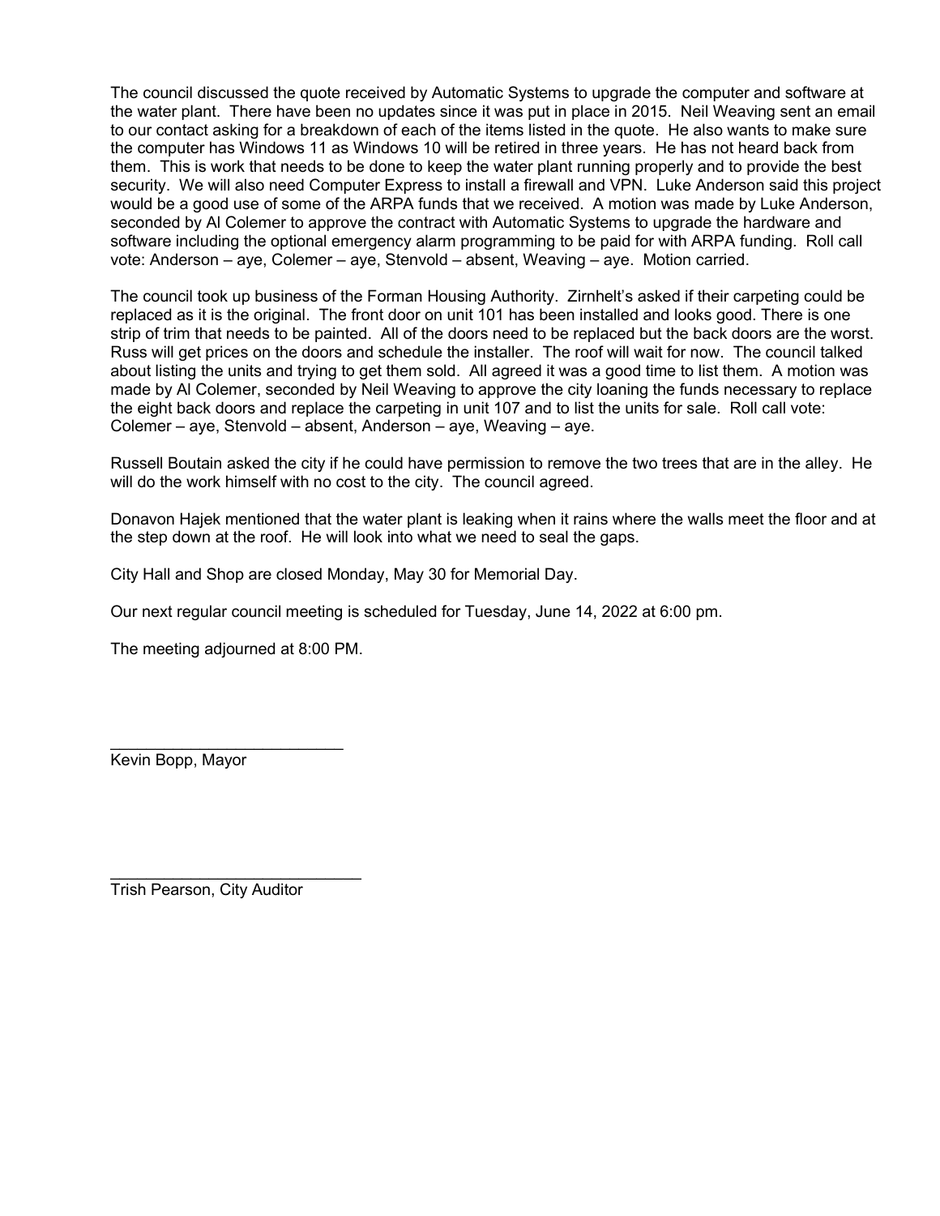The council discussed the quote received by Automatic Systems to upgrade the computer and software at the water plant. There have been no updates since it was put in place in 2015. Neil Weaving sent an email to our contact asking for a breakdown of each of the items listed in the quote. He also wants to make sure the computer has Windows 11 as Windows 10 will be retired in three years. He has not heard back from them. This is work that needs to be done to keep the water plant running properly and to provide the best security. We will also need Computer Express to install a firewall and VPN. Luke Anderson said this project would be a good use of some of the ARPA funds that we received. A motion was made by Luke Anderson, seconded by Al Colemer to approve the contract with Automatic Systems to upgrade the hardware and software including the optional emergency alarm programming to be paid for with ARPA funding. Roll call vote: Anderson – aye, Colemer – aye, Stenvold – absent, Weaving – aye. Motion carried.

The council took up business of the Forman Housing Authority. Zirnhelt's asked if their carpeting could be replaced as it is the original. The front door on unit 101 has been installed and looks good. There is one strip of trim that needs to be painted. All of the doors need to be replaced but the back doors are the worst. Russ will get prices on the doors and schedule the installer. The roof will wait for now. The council talked about listing the units and trying to get them sold. All agreed it was a good time to list them. A motion was made by Al Colemer, seconded by Neil Weaving to approve the city loaning the funds necessary to replace the eight back doors and replace the carpeting in unit 107 and to list the units for sale. Roll call vote: Colemer – aye, Stenvold – absent, Anderson – aye, Weaving – aye.

Russell Boutain asked the city if he could have permission to remove the two trees that are in the alley. He will do the work himself with no cost to the city. The council agreed.

Donavon Hajek mentioned that the water plant is leaking when it rains where the walls meet the floor and at the step down at the roof. He will look into what we need to seal the gaps.

City Hall and Shop are closed Monday, May 30 for Memorial Day.

Our next regular council meeting is scheduled for Tuesday, June 14, 2022 at 6:00 pm.

The meeting adjourned at 8:00 PM.

___________________________
Kevin Bopp, Mayor

_____________________________
Trish Pearson, City Auditor